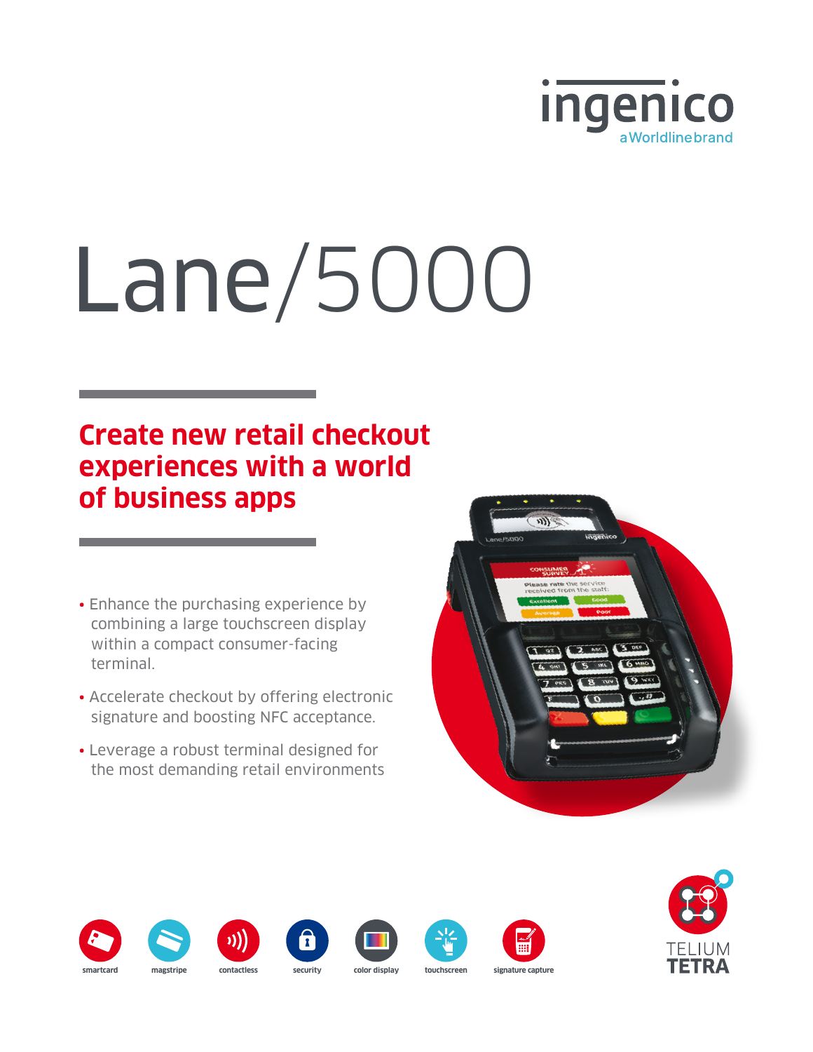ingenico

a Worldline brand

# Lane/5000

## Create new retail checkout experiences with a world of business apps

- Enhance the purchasing experience by combining a large touchscreen display within a compact consumer-facing terminal.
- Accelerate checkout by offering electronic signature and boosting NFC acceptance.
- Leverage a robust terminal designed for the most demanding retail environments

smartcard | magstripe | contactless | security | color display | touchscreen | signature capture

TELIUM TETRA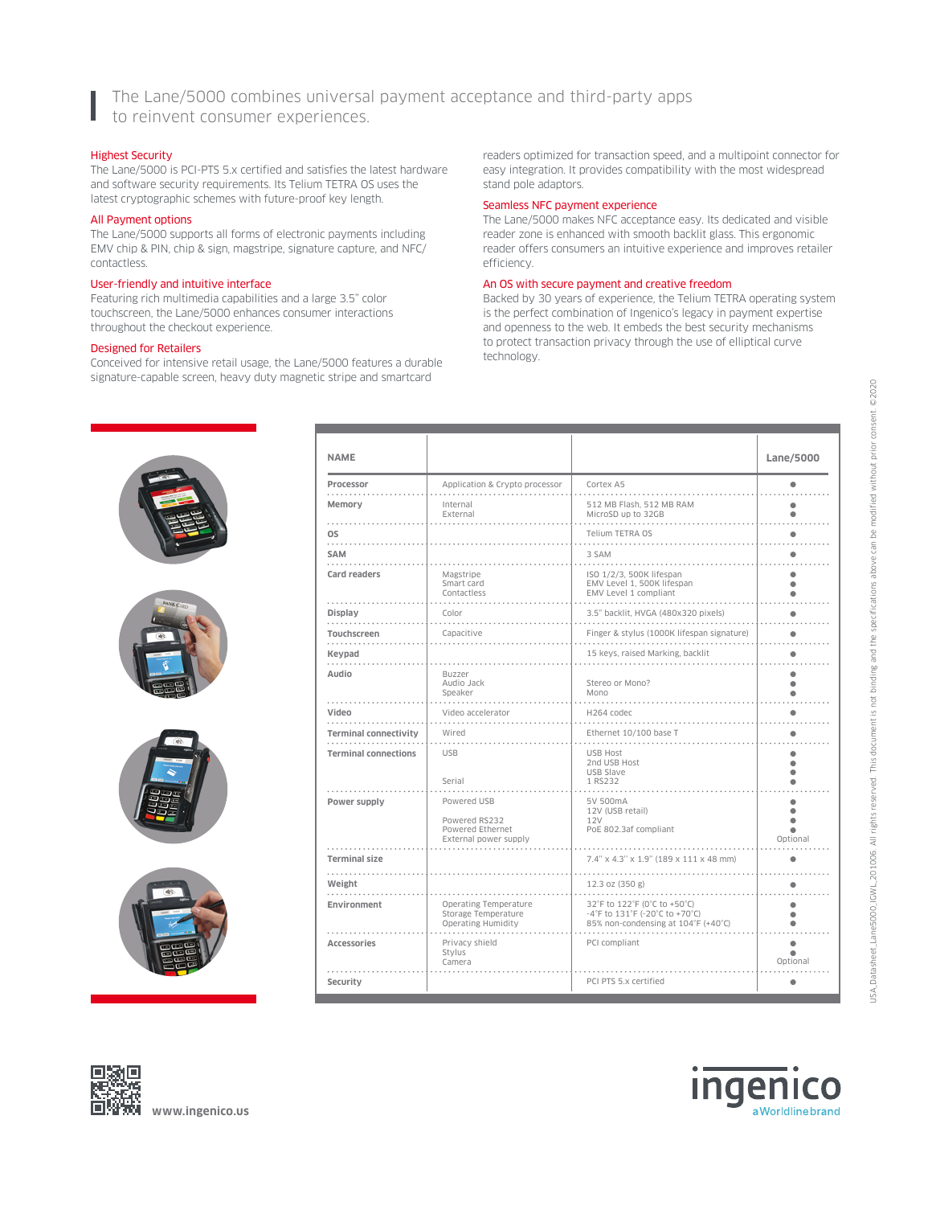# The Lane/5000 combines universal payment acceptance and third-party apps to reinvent consumer experiences.

### Highest Security

The Lane/5000 is PCI-PTS 5.x certified and satisfies the latest hardware and software security requirements. Its Telium TETRA OS uses the latest cryptographic schemes with future-proof key length.

### All Payment options

The Lane/5000 supports all forms of electronic payments including EMV chip & PIN, chip & sign, magstripe, signature capture, and NFC/contactless.

### User-friendly and intuitive interface

Featuring rich multimedia capabilities and a large 3.5" color touchscreen, the Lane/5000 enhances consumer interactions throughout the checkout experience.

### Designed for Retailers

Conceived for intensive retail usage, the Lane/5000 features a durable signature-capable screen, heavy duty magnetic stripe and smartcard readers optimized for transaction speed, and a multipoint connector for easy integration. It provides compatibility with the most widespread stand pole adaptors.

### Seamless NFC payment experience

The Lane/5000 makes NFC acceptance easy. Its dedicated and visible reader zone is enhanced with smooth backlit glass. This ergonomic reader offers consumers an intuitive experience and improves retailer efficiency.

### An OS with secure payment and creative freedom

Backed by 30 years of experience, the Telium TETRA operating system is the perfect combination of Ingenico's legacy in payment expertise and openness to the web. It embeds the best security mechanisms to protect transaction privacy through the use of elliptical curve technology.

| NAME | | | Lane/5000 |
|---|---|---|---|
| Processor | Application & Crypto processor | Cortex A5 | ● |
| Memory | Internal<br>External | 512 MB Flash, 512 MB RAM<br>MicroSD up to 32GB | ●<br>● |
| OS | | Telium TETRA OS | ● |
| SAM | | 3 SAM | ● |
| Card readers | Magstripe<br>Smart card<br>Contactless | ISO 1/2/3, 500K lifespan<br>EMV Level 1, 500K lifespan<br>EMV Level 1 compliant | ●<br>●<br>● |
| Display | Color | 3.5" backlit, HVGA (480x320 pixels) | ● |
| Touchscreen | Capacitive | Finger & stylus (1000K lifespan signature) | ● |
| Keypad | | 15 keys, raised Marking, backlit | ● |
| Audio | Buzzer<br>Audio Jack<br>Speaker | Stereo or Mono?<br>Mono | ●<br>●<br>● |
| Video | Video accelerator | H264 codec | ● |
| Terminal connectivity | Wired | Ethernet 10/100 base T | ● |
| Terminal connections | USB<br><br><br>Serial | USB Host<br>2nd USB Host<br>USB Slave<br>1 RS232 | ●<br>●<br>●<br>● |
| Power supply | Powered USB<br><br>Powered RS232<br>Powered Ethernet<br>External power supply | 5V 500mA<br>12V (USB retail)<br>12V<br>PoE 802.3af compliant | ●<br>●<br>●<br>●<br>Optional |
| Terminal size | | 7.4" x 4.3" x 1.9" (189 x 111 x 48 mm) | ● |
| Weight | | 12.3 oz (350 g) | ● |
| Environment | Operating Temperature<br>Storage Temperature<br>Operating Humidity | 32°F to 122°F (0°C to +50°C)<br>-4°F to 131°F (-20°C to +70°C)<br>85% non-condensing at 104°F (+40°C) | ●<br>●<br>● |
| Accessories | Privacy shield<br>Stylus<br>Camera | PCI compliant | ●<br>●<br>Optional |
| Security | | PCI PTS 5.x certified | ● |

USA_Datasheet_Lane5000_IGWL_201006. All rights reserved. This document is not binding and the specifications above can be modified without prior consent. ©2020

www.ingenico.us

ingenico
a Worldline brand